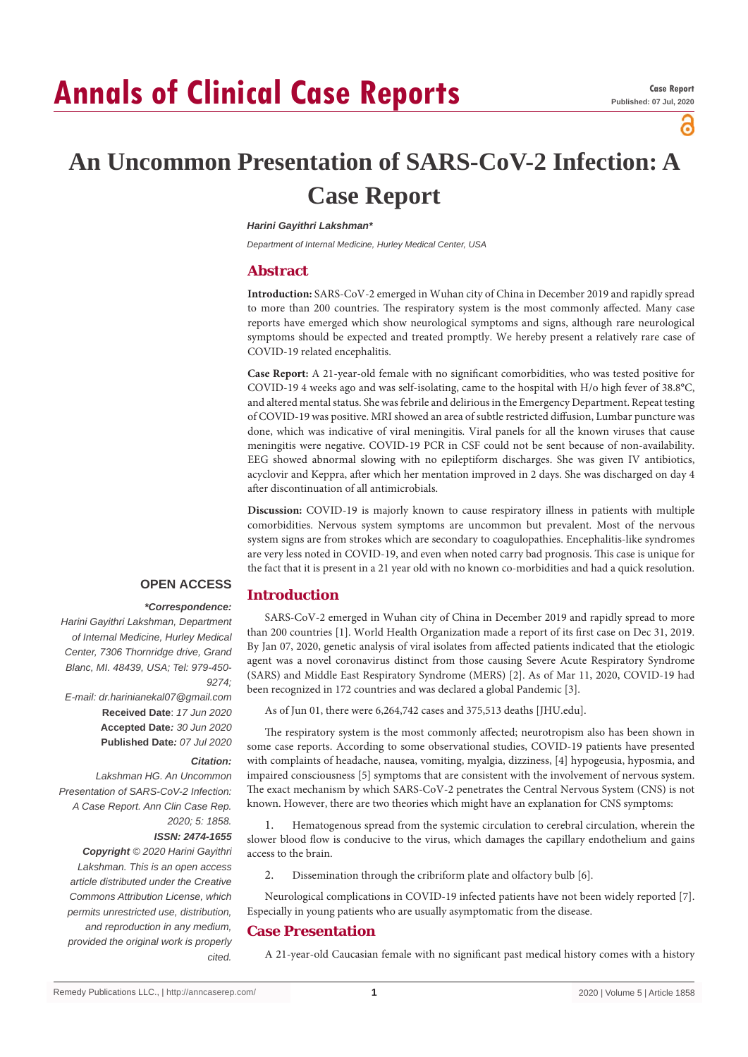# An Uncommon Presentation of SARS-CoV-2 Infection: A Case Report

***Harini Gayithri Lakshman****

*Department of Internal Medicine, Hurley Medical Center, USA*

## Abstract

**Introduction:** SARS-CoV-2 emerged in Wuhan city of China in December 2019 and rapidly spread to more than 200 countries. The respiratory system is the most commonly affected. Many case reports have emerged which show neurological symptoms and signs, although rare neurological symptoms should be expected and treated promptly. We hereby present a relatively rare case of COVID-19 related encephalitis.

**Case Report:** A 21-year-old female with no significant comorbidities, who was tested positive for COVID-19 4 weeks ago and was self-isolating, came to the hospital with H/o high fever of 38.8°C, and altered mental status. She was febrile and delirious in the Emergency Department. Repeat testing of COVID-19 was positive. MRI showed an area of subtle restricted diffusion, Lumbar puncture was done, which was indicative of viral meningitis. Viral panels for all the known viruses that cause meningitis were negative. COVID-19 PCR in CSF could not be sent because of non-availability. EEG showed abnormal slowing with no epileptiform discharges. She was given IV antibiotics, acyclovir and Keppra, after which her mentation improved in 2 days. She was discharged on day 4 after discontinuation of all antimicrobials.

**Discussion:** COVID-19 is majorly known to cause respiratory illness in patients with multiple comorbidities. Nervous system symptoms are uncommon but prevalent. Most of the nervous system signs are from strokes which are secondary to coagulopathies. Encephalitis-like syndromes are very less noted in COVID-19, and even when noted carry bad prognosis. This case is unique for the fact that it is present in a 21 year old with no known co-morbidities and had a quick resolution.

**OPEN ACCESS**

***Correspondence:**

*Harini Gayithri Lakshman, Department of Internal Medicine, Hurley Medical Center, 7306 Thornridge drive, Grand Blanc, MI. 48439, USA; Tel: 979-450-9274;*

*E-mail: dr.harinianekal07@gmail.com*

**Received Date**: *17 Jun 2020*

**Accepted Date***: 30 Jun 2020*

**Published Date***: 07 Jul 2020*

***Citation:***

*Lakshman HG. An Uncommon Presentation of SARS-CoV-2 Infection: A Case Report. Ann Clin Case Rep. 2020; 5: 1858.*

***ISSN: 2474-1655***

***Copyright*** *© 2020 Harini Gayithri Lakshman. This is an open access article distributed under the Creative Commons Attribution License, which permits unrestricted use, distribution, and reproduction in any medium, provided the original work is properly cited.*

## Introduction

SARS-CoV-2 emerged in Wuhan city of China in December 2019 and rapidly spread to more than 200 countries [1]. World Health Organization made a report of its first case on Dec 31, 2019. By Jan 07, 2020, genetic analysis of viral isolates from affected patients indicated that the etiologic agent was a novel coronavirus distinct from those causing Severe Acute Respiratory Syndrome (SARS) and Middle East Respiratory Syndrome (MERS) [2]. As of Mar 11, 2020, COVID-19 had been recognized in 172 countries and was declared a global Pandemic [3].

As of Jun 01, there were 6,264,742 cases and 375,513 deaths [JHU.edu].

The respiratory system is the most commonly affected; neurotropism also has been shown in some case reports. According to some observational studies, COVID-19 patients have presented with complaints of headache, nausea, vomiting, myalgia, dizziness, [4] hypogeusia, hyposmia, and impaired consciousness [5] symptoms that are consistent with the involvement of nervous system. The exact mechanism by which SARS-CoV-2 penetrates the Central Nervous System (CNS) is not known. However, there are two theories which might have an explanation for CNS symptoms:

1. Hematogenous spread from the systemic circulation to cerebral circulation, wherein the slower blood flow is conducive to the virus, which damages the capillary endothelium and gains access to the brain.

2. Dissemination through the cribriform plate and olfactory bulb [6].

Neurological complications in COVID-19 infected patients have not been widely reported [7]. Especially in young patients who are usually asymptomatic from the disease.

## Case Presentation

A 21-year-old Caucasian female with no significant past medical history comes with a history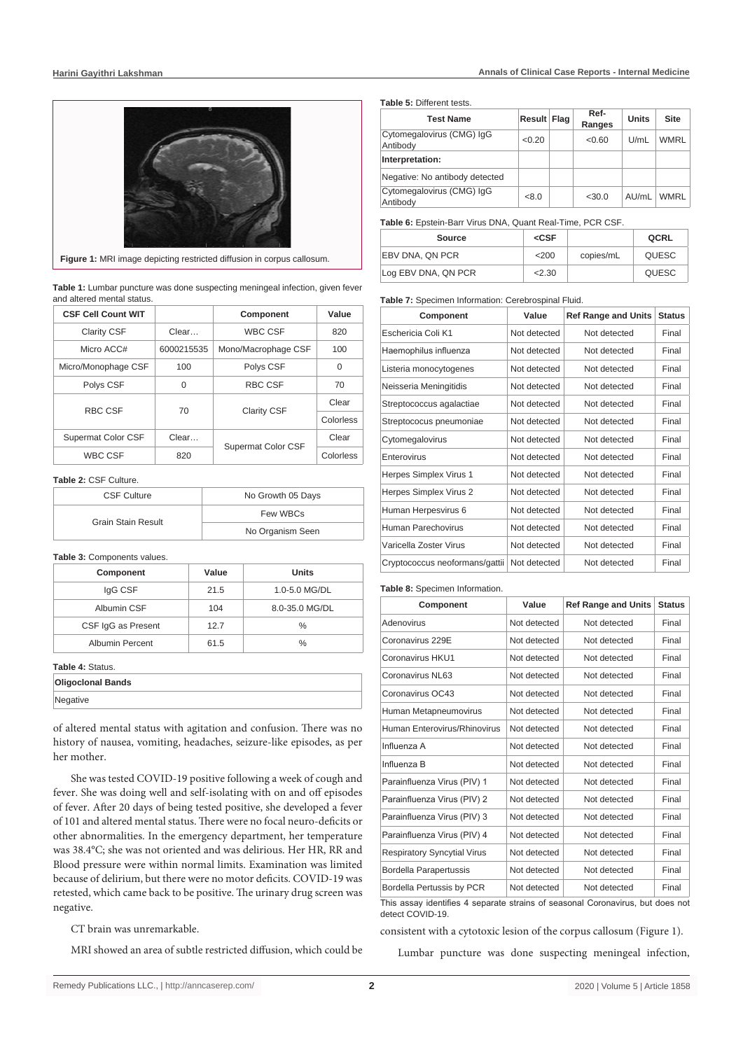Figure 1: MRI image depicting restricted diffusion in corpus callosum.

**Table 1:** Lumbar puncture was done suspecting meningeal infection, given fever and altered mental status.

| CSF Cell Count WIT | | Component | Value |
|---|---|---|---|
| Clarity CSF | Clear… | WBC CSF | 820 |
| Micro ACC# | 6000215535 | Mono/Macrophage CSF | 100 |
| Micro/Monophage CSF | 100 | Polys CSF | 0 |
| Polys CSF | 0 | RBC CSF | 70 |
| RBC CSF | 70 | Clarity CSF | Clear |
| | | | Colorless |
| Supermat Color CSF | Clear… | Supermat Color CSF | Clear |
| WBC CSF | 820 | | Colorless |

**Table 2:** CSF Culture.

| CSF Culture | No Growth 05 Days |
|---|---|
| Grain Stain Result | Few WBCs |
| | No Organism Seen |

**Table 3:** Components values.

| Component | Value | Units |
|---|---|---|
| IgG CSF | 21.5 | 1.0-5.0 MG/DL |
| Albumin CSF | 104 | 8.0-35.0 MG/DL |
| CSF IgG as Present | 12.7 | % |
| Albumin Percent | 61.5 | % |

**Table 4:** Status.

| Oligoclonal Bands |
|---|
| Negative |

of altered mental status with agitation and confusion. There was no history of nausea, vomiting, headaches, seizure-like episodes, as per her mother.

She was tested COVID-19 positive following a week of cough and fever. She was doing well and self-isolating with on and off episodes of fever. After 20 days of being tested positive, she developed a fever of 101 and altered mental status. There were no focal neuro-deficits or other abnormalities. In the emergency department, her temperature was 38.4°C; she was not oriented and was delirious. Her HR, RR and Blood pressure were within normal limits. Examination was limited because of delirium, but there were no motor deficits. COVID-19 was retested, which came back to be positive. The urinary drug screen was negative.

CT brain was unremarkable.

MRI showed an area of subtle restricted diffusion, which could be consistent with a cytotoxic lesion of the corpus callosum (Figure 1).

Lumbar puncture was done suspecting meningeal infection,

**Table 5:** Different tests.

| Test Name | Result | Flag | Ref-Ranges | Units | Site |
|---|---|---|---|---|---|
| Cytomegalovirus (CMG) IgG Antibody | <0.20 | | <0.60 | U/mL | WMRL |
| **Interpretation:** | | | | | |
| Negative: No antibody detected | | | | | |
| Cytomegalovirus (CMG) IgG Antibody | <8.0 | | <30.0 | AU/mL | WMRL |

**Table 6:** Epstein-Barr Virus DNA, Quant Real-Time, PCR CSF.

| Source | <CSF | | QCRL |
|---|---|---|---|
| EBV DNA, QN PCR | <200 | copies/mL | QUESC |
| Log EBV DNA, QN PCR | <2.30 | | QUESC |

**Table 7:** Specimen Information: Cerebrospinal Fluid.

| Component | Value | Ref Range and Units | Status |
|---|---|---|---|
| Eschericia Coli K1 | Not detected | Not detected | Final |
| Haemophilus influenza | Not detected | Not detected | Final |
| Listeria monocytogenes | Not detected | Not detected | Final |
| Neisseria Meningitidis | Not detected | Not detected | Final |
| Streptococcus agalactiae | Not detected | Not detected | Final |
| Streptococus pneumoniae | Not detected | Not detected | Final |
| Cytomegalovirus | Not detected | Not detected | Final |
| Enterovirus | Not detected | Not detected | Final |
| Herpes Simplex Virus 1 | Not detected | Not detected | Final |
| Herpes Simplex Virus 2 | Not detected | Not detected | Final |
| Human Herpesvirus 6 | Not detected | Not detected | Final |
| Human Parechovirus | Not detected | Not detected | Final |
| Varicella Zoster Virus | Not detected | Not detected | Final |
| Cryptococcus neoformans/gattii | Not detected | Not detected | Final |

**Table 8:** Specimen Information.

| Component | Value | Ref Range and Units | Status |
|---|---|---|---|
| Adenovirus | Not detected | Not detected | Final |
| Coronavirus 229E | Not detected | Not detected | Final |
| Coronavirus HKU1 | Not detected | Not detected | Final |
| Coronavirus NL63 | Not detected | Not detected | Final |
| Coronavirus OC43 | Not detected | Not detected | Final |
| Human Metapneumovirus | Not detected | Not detected | Final |
| Human Enterovirus/Rhinovirus | Not detected | Not detected | Final |
| Influenza A | Not detected | Not detected | Final |
| Influenza B | Not detected | Not detected | Final |
| Parainfluenza Virus (PIV) 1 | Not detected | Not detected | Final |
| Parainfluenza Virus (PIV) 2 | Not detected | Not detected | Final |
| Parainfluenza Virus (PIV) 3 | Not detected | Not detected | Final |
| Parainfluenza Virus (PIV) 4 | Not detected | Not detected | Final |
| Respiratory Syncytial Virus | Not detected | Not detected | Final |
| Bordella Parapertussis | Not detected | Not detected | Final |
| Bordella Pertussis by PCR | Not detected | Not detected | Final |

This assay identifies 4 separate strains of seasonal Coronavirus, but does not detect COVID-19.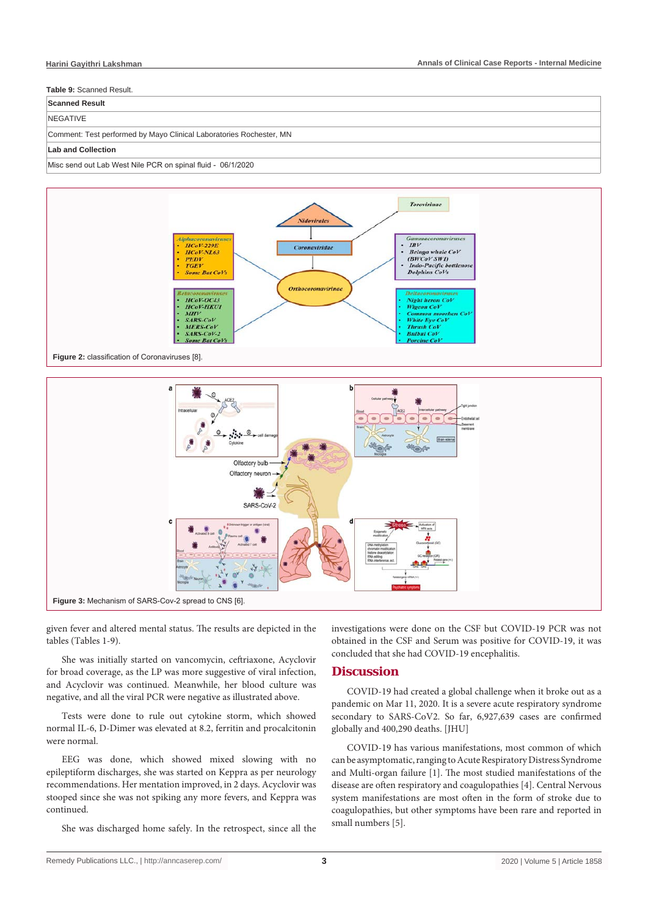**Table 9:** Scanned Result.

| Scanned Result |
|---|
| NEGATIVE |
| Comment: Test performed by Mayo Clinical Laboratories Rochester, MN |
| **Lab and Collection** |
| Misc send out Lab West Nile PCR on spinal fluid - 06/1/2020 |

**Figure 2:** classification of Coronaviruses [8].

**Figure 3:** Mechanism of SARS-Cov-2 spread to CNS [6].

given fever and altered mental status. The results are depicted in the tables (Tables 1-9).

She was initially started on vancomycin, ceftriaxone, Acyclovir for broad coverage, as the LP was more suggestive of viral infection, and Acyclovir was continued. Meanwhile, her blood culture was negative, and all the viral PCR were negative as illustrated above.

Tests were done to rule out cytokine storm, which showed normal IL-6, D-Dimer was elevated at 8.2, ferritin and procalcitonin were normal.

EEG was done, which showed mixed slowing with no epileptiform discharges, she was started on Keppra as per neurology recommendations. Her mentation improved, in 2 days. Acyclovir was stooped since she was not spiking any more fevers, and Keppra was continued.

She was discharged home safely. In the retrospect, since all the investigations were done on the CSF but COVID-19 PCR was not obtained in the CSF and Serum was positive for COVID-19, it was concluded that she had COVID-19 encephalitis.

## Discussion

COVID-19 had created a global challenge when it broke out as a pandemic on Mar 11, 2020. It is a severe acute respiratory syndrome secondary to SARS-CoV2. So far, 6,927,639 cases are confirmed globally and 400,290 deaths. [JHU]

COVID-19 has various manifestations, most common of which can be asymptomatic, ranging to Acute Respiratory Distress Syndrome and Multi-organ failure [1]. The most studied manifestations of the disease are often respiratory and coagulopathies [4]. Central Nervous system manifestations are most often in the form of stroke due to coagulopathies, but other symptoms have been rare and reported in small numbers [5].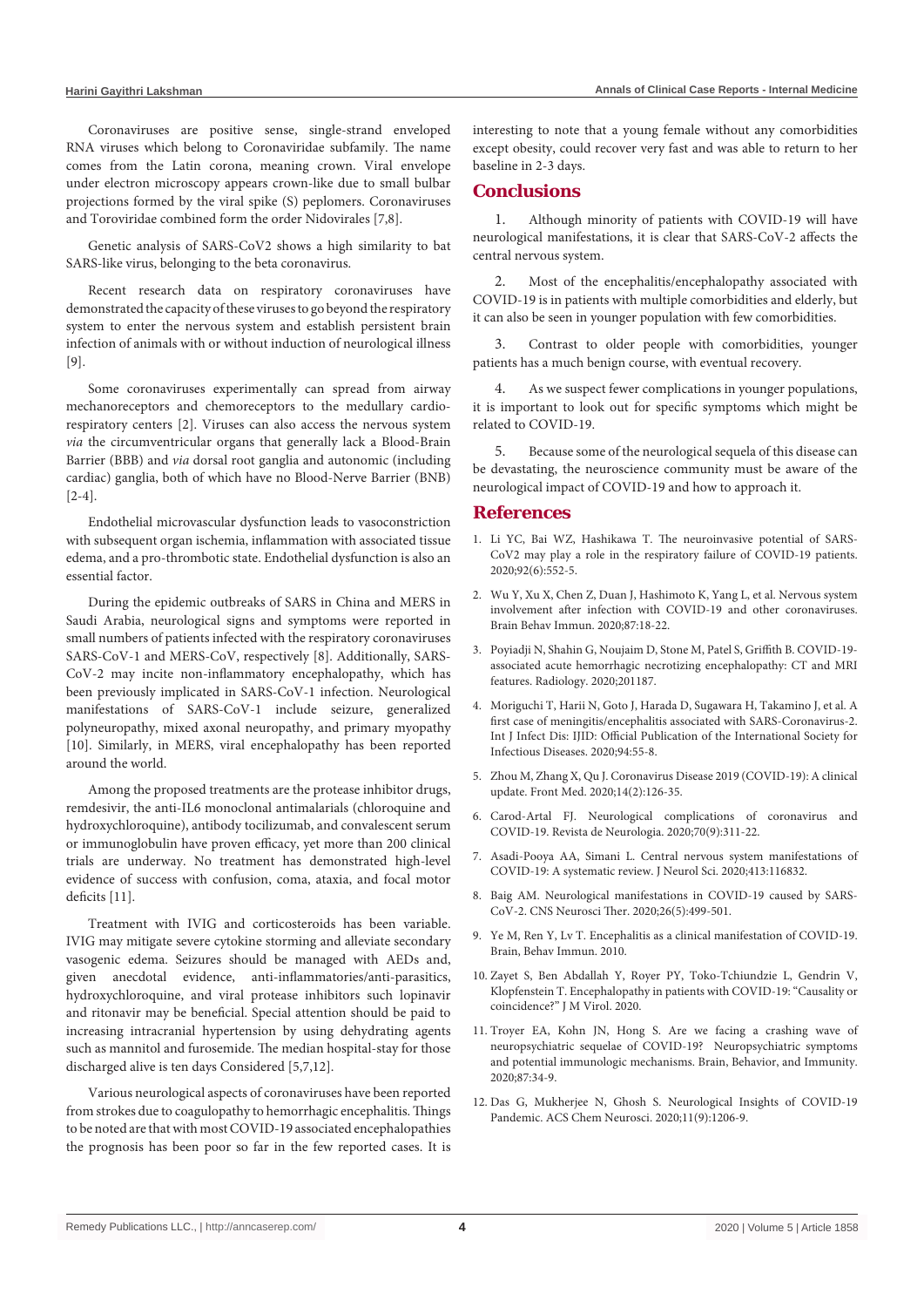Coronaviruses are positive sense, single-strand enveloped RNA viruses which belong to Coronaviridae subfamily. The name comes from the Latin corona, meaning crown. Viral envelope under electron microscopy appears crown-like due to small bulbar projections formed by the viral spike (S) peplomers. Coronaviruses and Toroviridae combined form the order Nidovirales [7,8].

Genetic analysis of SARS-CoV2 shows a high similarity to bat SARS-like virus, belonging to the beta coronavirus.

Recent research data on respiratory coronaviruses have demonstrated the capacity of these viruses to go beyond the respiratory system to enter the nervous system and establish persistent brain infection of animals with or without induction of neurological illness [9].

Some coronaviruses experimentally can spread from airway mechanoreceptors and chemoreceptors to the medullary cardio-respiratory centers [2]. Viruses can also access the nervous system *via* the circumventricular organs that generally lack a Blood-Brain Barrier (BBB) and *via* dorsal root ganglia and autonomic (including cardiac) ganglia, both of which have no Blood-Nerve Barrier (BNB) [2-4].

Endothelial microvascular dysfunction leads to vasoconstriction with subsequent organ ischemia, inflammation with associated tissue edema, and a pro-thrombotic state. Endothelial dysfunction is also an essential factor.

During the epidemic outbreaks of SARS in China and MERS in Saudi Arabia, neurological signs and symptoms were reported in small numbers of patients infected with the respiratory coronaviruses SARS-CoV-1 and MERS-CoV, respectively [8]. Additionally, SARS-CoV-2 may incite non-inflammatory encephalopathy, which has been previously implicated in SARS-CoV-1 infection. Neurological manifestations of SARS-CoV-1 include seizure, generalized polyneuropathy, mixed axonal neuropathy, and primary myopathy [10]. Similarly, in MERS, viral encephalopathy has been reported around the world.

Among the proposed treatments are the protease inhibitor drugs, remdesivir, the anti-IL6 monoclonal antimalarials (chloroquine and hydroxychloroquine), antibody tocilizumab, and convalescent serum or immunoglobulin have proven efficacy, yet more than 200 clinical trials are underway. No treatment has demonstrated high-level evidence of success with confusion, coma, ataxia, and focal motor deficits [11].

Treatment with IVIG and corticosteroids has been variable. IVIG may mitigate severe cytokine storming and alleviate secondary vasogenic edema. Seizures should be managed with AEDs and, given anecdotal evidence, anti-inflammatories/anti-parasitics, hydroxychloroquine, and viral protease inhibitors such lopinavir and ritonavir may be beneficial. Special attention should be paid to increasing intracranial hypertension by using dehydrating agents such as mannitol and furosemide. The median hospital-stay for those discharged alive is ten days Considered [5,7,12].

Various neurological aspects of coronaviruses have been reported from strokes due to coagulopathy to hemorrhagic encephalitis. Things to be noted are that with most COVID-19 associated encephalopathies the prognosis has been poor so far in the few reported cases. It is interesting to note that a young female without any comorbidities except obesity, could recover very fast and was able to return to her baseline in 2-3 days.

## Conclusions

1. Although minority of patients with COVID-19 will have neurological manifestations, it is clear that SARS-CoV-2 affects the central nervous system.

2. Most of the encephalitis/encephalopathy associated with COVID-19 is in patients with multiple comorbidities and elderly, but it can also be seen in younger population with few comorbidities.

3. Contrast to older people with comorbidities, younger patients has a much benign course, with eventual recovery.

4. As we suspect fewer complications in younger populations, it is important to look out for specific symptoms which might be related to COVID-19.

5. Because some of the neurological sequela of this disease can be devastating, the neuroscience community must be aware of the neurological impact of COVID-19 and how to approach it.

## References

1. Li YC, Bai WZ, Hashikawa T. The neuroinvasive potential of SARS-CoV2 may play a role in the respiratory failure of COVID-19 patients. 2020;92(6):552-5.
2. Wu Y, Xu X, Chen Z, Duan J, Hashimoto K, Yang L, et al. Nervous system involvement after infection with COVID-19 and other coronaviruses. Brain Behav Immun. 2020;87:18-22.
3. Poyiadji N, Shahin G, Noujaim D, Stone M, Patel S, Griffith B. COVID-19-associated acute hemorrhagic necrotizing encephalopathy: CT and MRI features. Radiology. 2020;201187.
4. Moriguchi T, Harii N, Goto J, Harada D, Sugawara H, Takamino J, et al. A first case of meningitis/encephalitis associated with SARS-Coronavirus-2. Int J Infect Dis: IJID: Official Publication of the International Society for Infectious Diseases. 2020;94:55-8.
5. Zhou M, Zhang X, Qu J. Coronavirus Disease 2019 (COVID-19): A clinical update. Front Med. 2020;14(2):126-35.
6. Carod-Artal FJ. Neurological complications of coronavirus and COVID-19. Revista de Neurologia. 2020;70(9):311-22.
7. Asadi-Pooya AA, Simani L. Central nervous system manifestations of COVID-19: A systematic review. J Neurol Sci. 2020;413:116832.
8. Baig AM. Neurological manifestations in COVID-19 caused by SARS-CoV-2. CNS Neurosci Ther. 2020;26(5):499-501.
9. Ye M, Ren Y, Lv T. Encephalitis as a clinical manifestation of COVID-19. Brain, Behav Immun. 2010.
10. Zayet S, Ben Abdallah Y, Royer PY, Toko-Tchiundzie L, Gendrin V, Klopfenstein T. Encephalopathy in patients with COVID-19: "Causality or coincidence?" J M Virol. 2020.
11. Troyer EA, Kohn JN, Hong S. Are we facing a crashing wave of neuropsychiatric sequelae of COVID-19? Neuropsychiatric symptoms and potential immunologic mechanisms. Brain, Behavior, and Immunity. 2020;87:34-9.
12. Das G, Mukherjee N, Ghosh S. Neurological Insights of COVID-19 Pandemic. ACS Chem Neurosci. 2020;11(9):1206-9.